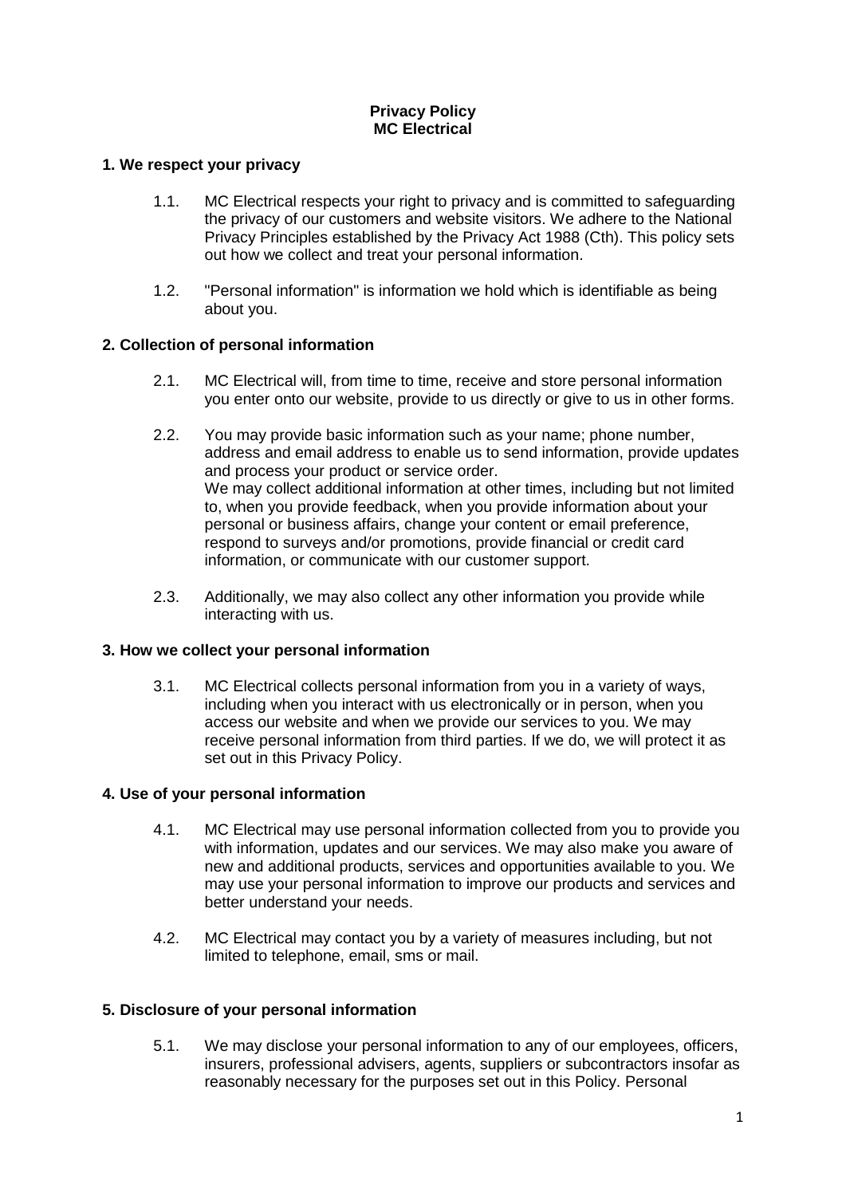**Privacy Policy**
**MC Electrical**

## 1. We respect your privacy

1.1. MC Electrical respects your right to privacy and is committed to safeguarding the privacy of our customers and website visitors. We adhere to the National Privacy Principles established by the Privacy Act 1988 (Cth). This policy sets out how we collect and treat your personal information.

1.2. "Personal information" is information we hold which is identifiable as being about you.

## 2. Collection of personal information

2.1. MC Electrical will, from time to time, receive and store personal information you enter onto our website, provide to us directly or give to us in other forms.

2.2. You may provide basic information such as your name; phone number, address and email address to enable us to send information, provide updates and process your product or service order.
We may collect additional information at other times, including but not limited to, when you provide feedback, when you provide information about your personal or business affairs, change your content or email preference, respond to surveys and/or promotions, provide financial or credit card information, or communicate with our customer support.

2.3. Additionally, we may also collect any other information you provide while interacting with us.

## 3. How we collect your personal information

3.1. MC Electrical collects personal information from you in a variety of ways, including when you interact with us electronically or in person, when you access our website and when we provide our services to you. We may receive personal information from third parties. If we do, we will protect it as set out in this Privacy Policy.

## 4. Use of your personal information

4.1. MC Electrical may use personal information collected from you to provide you with information, updates and our services. We may also make you aware of new and additional products, services and opportunities available to you. We may use your personal information to improve our products and services and better understand your needs.

4.2. MC Electrical may contact you by a variety of measures including, but not limited to telephone, email, sms or mail.

## 5. Disclosure of your personal information

5.1. We may disclose your personal information to any of our employees, officers, insurers, professional advisers, agents, suppliers or subcontractors insofar as reasonably necessary for the purposes set out in this Policy. Personal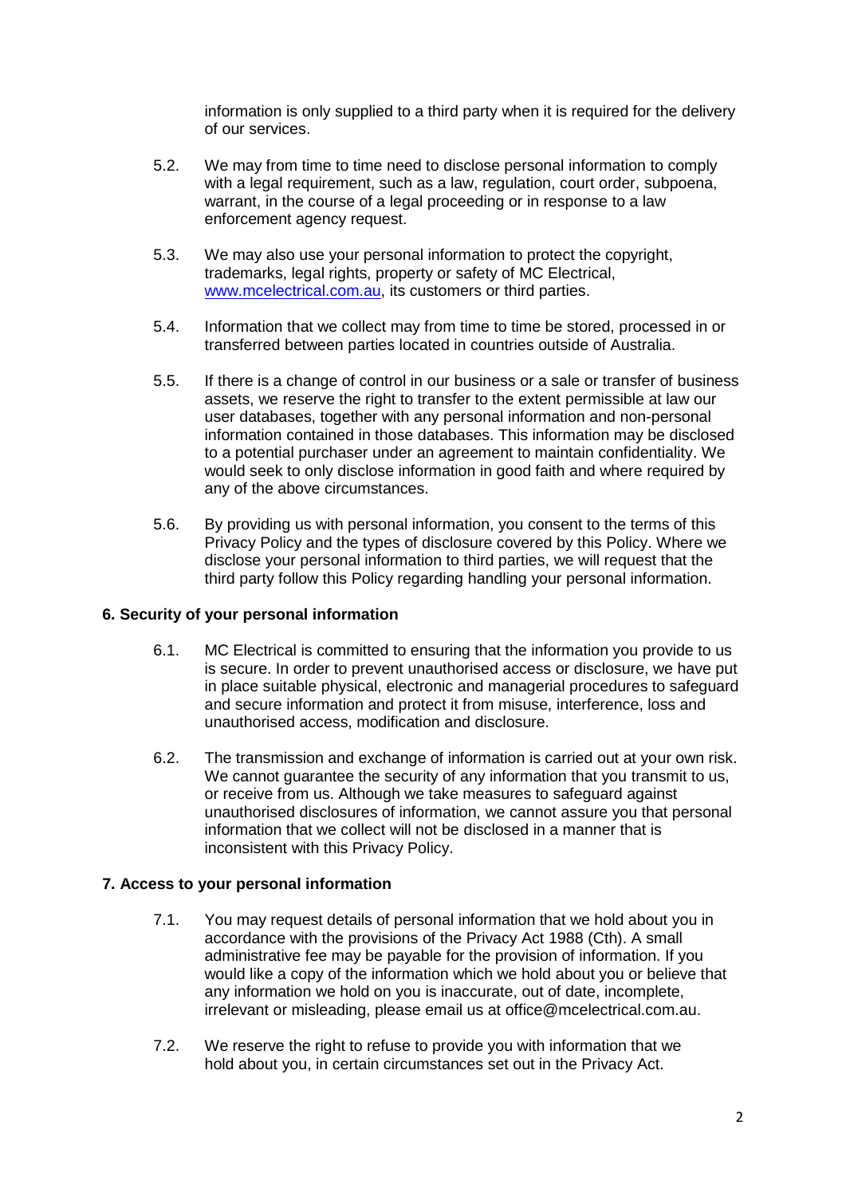information is only supplied to a third party when it is required for the delivery of our services.

5.2. We may from time to time need to disclose personal information to comply with a legal requirement, such as a law, regulation, court order, subpoena, warrant, in the course of a legal proceeding or in response to a law enforcement agency request.

5.3. We may also use your personal information to protect the copyright, trademarks, legal rights, property or safety of MC Electrical, [www.mcelectrical.com.au](www.mcelectrical.com.au), its customers or third parties.

5.4. Information that we collect may from time to time be stored, processed in or transferred between parties located in countries outside of Australia.

5.5. If there is a change of control in our business or a sale or transfer of business assets, we reserve the right to transfer to the extent permissible at law our user databases, together with any personal information and non-personal information contained in those databases. This information may be disclosed to a potential purchaser under an agreement to maintain confidentiality. We would seek to only disclose information in good faith and where required by any of the above circumstances.

5.6. By providing us with personal information, you consent to the terms of this Privacy Policy and the types of disclosure covered by this Policy. Where we disclose your personal information to third parties, we will request that the third party follow this Policy regarding handling your personal information.

**6. Security of your personal information**

6.1. MC Electrical is committed to ensuring that the information you provide to us is secure. In order to prevent unauthorised access or disclosure, we have put in place suitable physical, electronic and managerial procedures to safeguard and secure information and protect it from misuse, interference, loss and unauthorised access, modification and disclosure.

6.2. The transmission and exchange of information is carried out at your own risk. We cannot guarantee the security of any information that you transmit to us, or receive from us. Although we take measures to safeguard against unauthorised disclosures of information, we cannot assure you that personal information that we collect will not be disclosed in a manner that is inconsistent with this Privacy Policy.

**7. Access to your personal information**

7.1. You may request details of personal information that we hold about you in accordance with the provisions of the Privacy Act 1988 (Cth). A small administrative fee may be payable for the provision of information. If you would like a copy of the information which we hold about you or believe that any information we hold on you is inaccurate, out of date, incomplete, irrelevant or misleading, please email us at office@mcelectrical.com.au.

7.2. We reserve the right to refuse to provide you with information that we hold about you, in certain circumstances set out in the Privacy Act.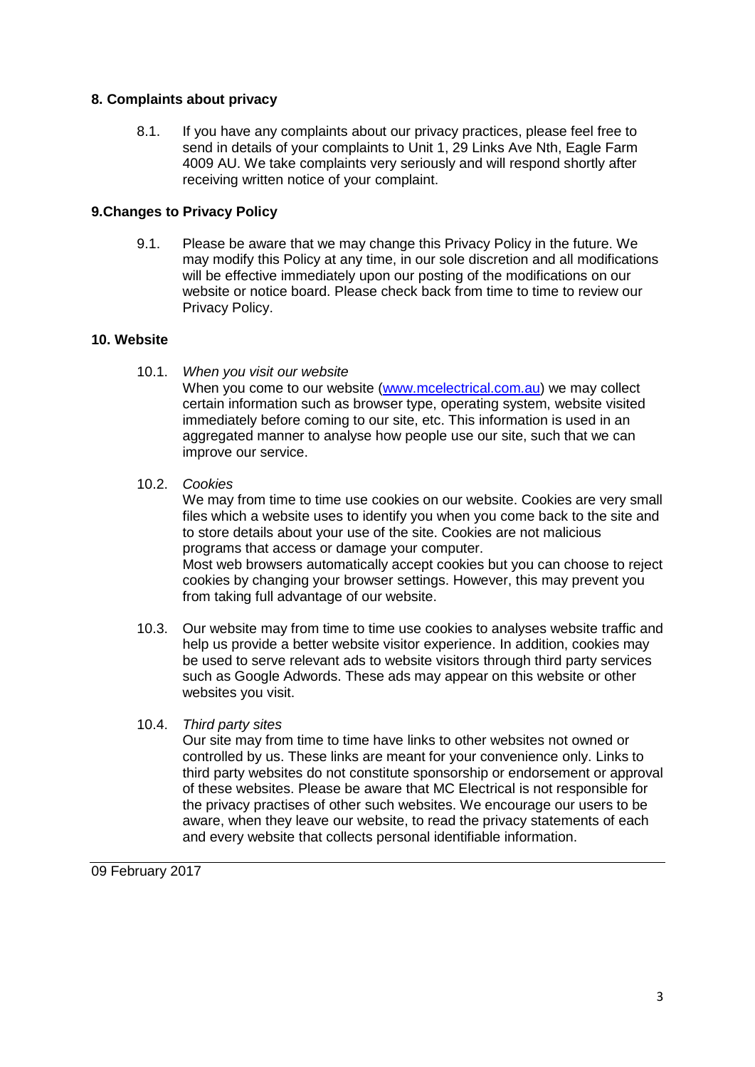### 8. Complaints about privacy

8.1. If you have any complaints about our privacy practices, please feel free to send in details of your complaints to Unit 1, 29 Links Ave Nth, Eagle Farm 4009 AU. We take complaints very seriously and will respond shortly after receiving written notice of your complaint.

### 9.Changes to Privacy Policy

9.1. Please be aware that we may change this Privacy Policy in the future. We may modify this Policy at any time, in our sole discretion and all modifications will be effective immediately upon our posting of the modifications on our website or notice board. Please check back from time to time to review our Privacy Policy.

### 10. Website

10.1. *When you visit our website*
When you come to our website ([www.mcelectrical.com.au](http://www.mcelectrical.com.au)) we may collect certain information such as browser type, operating system, website visited immediately before coming to our site, etc. This information is used in an aggregated manner to analyse how people use our site, such that we can improve our service.

10.2. *Cookies*
We may from time to time use cookies on our website. Cookies are very small files which a website uses to identify you when you come back to the site and to store details about your use of the site. Cookies are not malicious programs that access or damage your computer.
Most web browsers automatically accept cookies but you can choose to reject cookies by changing your browser settings. However, this may prevent you from taking full advantage of our website.

10.3. Our website may from time to time use cookies to analyses website traffic and help us provide a better website visitor experience. In addition, cookies may be used to serve relevant ads to website visitors through third party services such as Google Adwords. These ads may appear on this website or other websites you visit.

10.4. *Third party sites*
Our site may from time to time have links to other websites not owned or controlled by us. These links are meant for your convenience only. Links to third party websites do not constitute sponsorship or endorsement or approval of these websites. Please be aware that MC Electrical is not responsible for the privacy practises of other such websites. We encourage our users to be aware, when they leave our website, to read the privacy statements of each and every website that collects personal identifiable information.

---

09 February 2017